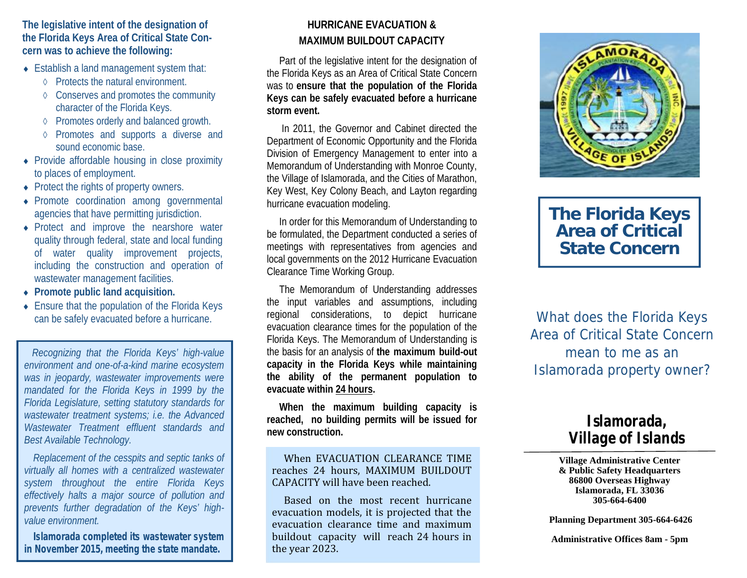**The legislative intent of the designation of the Florida Keys Area of Critical State Concern was to achieve the following:**

- Establish a land management system that:
  - Protects the natural environment.
  - Conserves and promotes the community character of the Florida Keys.
  - Promotes orderly and balanced growth.
  - Promotes and supports a diverse and sound economic base.
- Provide affordable housing in close proximity to places of employment.
- Protect the rights of property owners.
- Promote coordination among governmental agencies that have permitting jurisdiction.
- Protect and improve the nearshore water quality through federal, state and local funding of water quality improvement projects, including the construction and operation of wastewater management facilities.
- **Promote public land acquisition.**
- Ensure that the population of the Florida Keys can be safely evacuated before a hurricane.

*Recognizing that the Florida Keys' high-value environment and one-of-a-kind marine ecosystem was in jeopardy, wastewater improvements were mandated for the Florida Keys in 1999 by the Florida Legislature, setting statutory standards for wastewater treatment systems; i.e. the Advanced Wastewater Treatment effluent standards and Best Available Technology.*

*Replacement of the cesspits and septic tanks of virtually all homes with a centralized wastewater system throughout the entire Florida Keys effectively halts a major source of pollution and prevents further degradation of the Keys' high-value environment.*

***Islamorada completed its wastewater system in November 2015, meeting the state mandate.***

## HURRICANE EVACUATION & MAXIMUM BUILDOUT CAPACITY

Part of the legislative intent for the designation of the Florida Keys as an Area of Critical State Concern was to **ensure that the population of the Florida Keys can be safely evacuated before a hurricane storm event.**

In 2011, the Governor and Cabinet directed the Department of Economic Opportunity and the Florida Division of Emergency Management to enter into a Memorandum of Understanding with Monroe County, the Village of Islamorada, and the Cities of Marathon, Key West, Key Colony Beach, and Layton regarding hurricane evacuation modeling.

In order for this Memorandum of Understanding to be formulated, the Department conducted a series of meetings with representatives from agencies and local governments on the 2012 Hurricane Evacuation Clearance Time Working Group.

The Memorandum of Understanding addresses the input variables and assumptions, including regional considerations, to depict hurricane evacuation clearance times for the population of the Florida Keys. The Memorandum of Understanding is the basis for an analysis of **the maximum build-out capacity in the Florida Keys while maintaining the ability of the permanent population to evacuate within <u>24 hours</u>.**

**When the maximum building capacity is reached, no building permits will be issued for new construction.**

When EVACUATION CLEARANCE TIME reaches 24 hours, MAXIMUM BUILDOUT CAPACITY will have been reached.

Based on the most recent hurricane evacuation models, it is projected that the evacuation clearance time and maximum buildout capacity will reach 24 hours in the year 2023.

# The Florida Keys Area of Critical State Concern

What does the Florida Keys Area of Critical State Concern mean to me as an Islamorada property owner?

## Islamorada, Village of Islands

**Village Administrative Center**
**& Public Safety Headquarters**
**86800 Overseas Highway**
**Islamorada, FL 33036**
**305-664-6400**

**Planning Department 305-664-6426**

**Administrative Offices 8am - 5pm**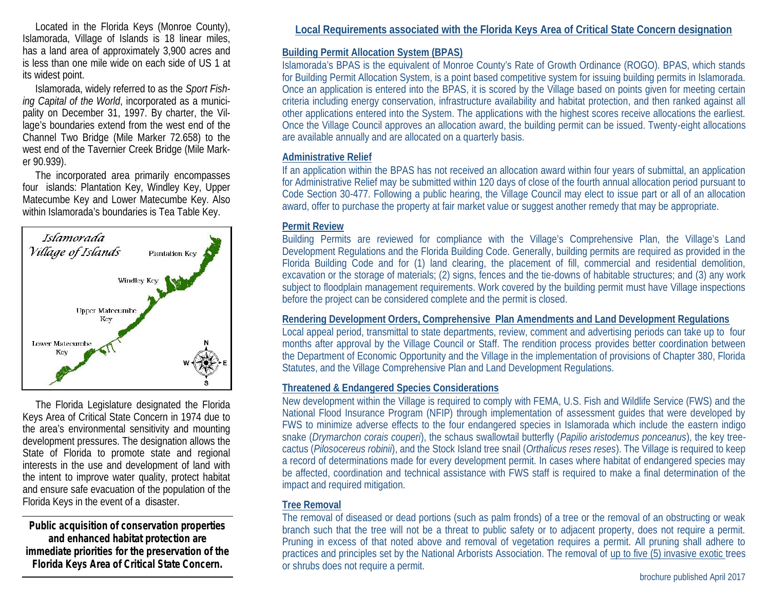Located in the Florida Keys (Monroe County), Islamorada, Village of Islands is 18 linear miles, has a land area of approximately 3,900 acres and is less than one mile wide on each side of US 1 at its widest point.

Islamorada, widely referred to as the *Sport Fishing Capital of the World*, incorporated as a municipality on December 31, 1997. By charter, the Village's boundaries extend from the west end of the Channel Two Bridge (Mile Marker 72.658) to the west end of the Tavernier Creek Bridge (Mile Marker 90.939).

The incorporated area primarily encompasses four islands: Plantation Key, Windley Key, Upper Matecumbe Key and Lower Matecumbe Key. Also within Islamorada's boundaries is Tea Table Key.

Islamorada Village of Islands

Plantation Key

Windley Key

Upper Matecumbe Key

Lower Matecumbe Key

N

W

E

S

The Florida Legislature designated the Florida Keys Area of Critical State Concern in 1974 due to the area's environmental sensitivity and mounting development pressures. The designation allows the State of Florida to promote state and regional interests in the use and development of land with the intent to improve water quality, protect habitat and ensure safe evacuation of the population of the Florida Keys in the event of a disaster.

**Public acquisition of conservation properties and enhanced habitat protection are immediate priorities for the preservation of the Florida Keys Area of Critical State Concern.**

## Local Requirements associated with the Florida Keys Area of Critical State Concern designation

### Building Permit Allocation System (BPAS)

Islamorada's BPAS is the equivalent of Monroe County's Rate of Growth Ordinance (ROGO). BPAS, which stands for Building Permit Allocation System, is a point based competitive system for issuing building permits in Islamorada. Once an application is entered into the BPAS, it is scored by the Village based on points given for meeting certain criteria including energy conservation, infrastructure availability and habitat protection, and then ranked against all other applications entered into the System. The applications with the highest scores receive allocations the earliest. Once the Village Council approves an allocation award, the building permit can be issued. Twenty-eight allocations are available annually and are allocated on a quarterly basis.

### Administrative Relief

If an application within the BPAS has not received an allocation award within four years of submittal, an application for Administrative Relief may be submitted within 120 days of close of the fourth annual allocation period pursuant to Code Section 30-477. Following a public hearing, the Village Council may elect to issue part or all of an allocation award, offer to purchase the property at fair market value or suggest another remedy that may be appropriate.

### Permit Review

Building Permits are reviewed for compliance with the Village's Comprehensive Plan, the Village's Land Development Regulations and the Florida Building Code. Generally, building permits are required as provided in the Florida Building Code and for (1) land clearing, the placement of fill, commercial and residential demolition, excavation or the storage of materials; (2) signs, fences and the tie-downs of habitable structures; and (3) any work subject to floodplain management requirements. Work covered by the building permit must have Village inspections before the project can be considered complete and the permit is closed.

### Rendering Development Orders, Comprehensive Plan Amendments and Land Development Regulations

Local appeal period, transmittal to state departments, review, comment and advertising periods can take up to four months after approval by the Village Council or Staff. The rendition process provides better coordination between the Department of Economic Opportunity and the Village in the implementation of provisions of Chapter 380, Florida Statutes, and the Village Comprehensive Plan and Land Development Regulations.

### Threatened & Endangered Species Considerations

New development within the Village is required to comply with FEMA, U.S. Fish and Wildlife Service (FWS) and the National Flood Insurance Program (NFIP) through implementation of assessment guides that were developed by FWS to minimize adverse effects to the four endangered species in Islamorada which include the eastern indigo snake (*Drymarchon corais couperi*), the schaus swallowtail butterfly (*Papilio aristodemus ponceanus*), the key tree-cactus (*Pilosocereus robinii*), and the Stock Island tree snail (*Orthalicus reses reses*). The Village is required to keep a record of determinations made for every development permit. In cases where habitat of endangered species may be affected, coordination and technical assistance with FWS staff is required to make a final determination of the impact and required mitigation.

### Tree Removal

The removal of diseased or dead portions (such as palm fronds) of a tree or the removal of an obstructing or weak branch such that the tree will not be a threat to public safety or to adjacent property, does not require a permit. Pruning in excess of that noted above and removal of vegetation requires a permit. All pruning shall adhere to practices and principles set by the National Arborists Association. The removal of up to five (5) invasive exotic trees or shrubs does not require a permit.

brochure published April 2017